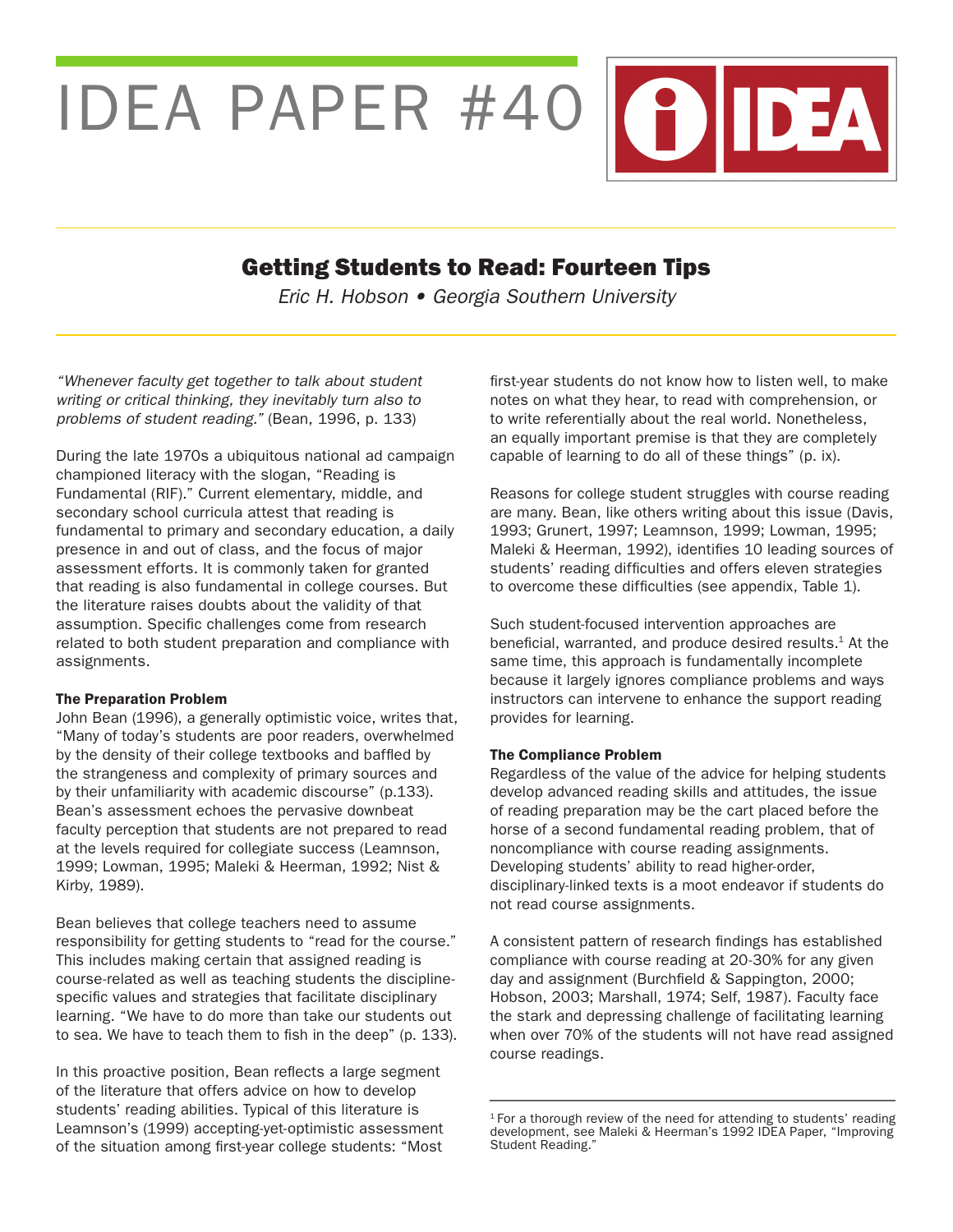# IDEA PAPER #40

## Getting Students to Read: Fourteen Tips

*Eric H. Hobson • Georgia Southern University*

*"Whenever faculty get together to talk about student writing or critical thinking, they inevitably turn also to problems of student reading."* (Bean, 1996, p. 133)

During the late 1970s a ubiquitous national ad campaign championed literacy with the slogan, "Reading is Fundamental (RIF)." Current elementary, middle, and secondary school curricula attest that reading is fundamental to primary and secondary education, a daily presence in and out of class, and the focus of major assessment efforts. It is commonly taken for granted that reading is also fundamental in college courses. But the literature raises doubts about the validity of that assumption. Specific challenges come from research related to both student preparation and compliance with assignments.

**The Preparation Problem**

John Bean (1996), a generally optimistic voice, writes that, "Many of today's students are poor readers, overwhelmed by the density of their college textbooks and baffled by the strangeness and complexity of primary sources and by their unfamiliarity with academic discourse" (p.133). Bean's assessment echoes the pervasive downbeat faculty perception that students are not prepared to read at the levels required for collegiate success (Leamnson, 1999; Lowman, 1995; Maleki & Heerman, 1992; Nist & Kirby, 1989).

Bean believes that college teachers need to assume responsibility for getting students to "read for the course." This includes making certain that assigned reading is course-related as well as teaching students the discipline-specific values and strategies that facilitate disciplinary learning. "We have to do more than take our students out to sea. We have to teach them to fish in the deep" (p. 133).

In this proactive position, Bean reflects a large segment of the literature that offers advice on how to develop students' reading abilities. Typical of this literature is Leamnson's (1999) accepting-yet-optimistic assessment of the situation among first-year college students: "Most first-year students do not know how to listen well, to make notes on what they hear, to read with comprehension, or to write referentially about the real world. Nonetheless, an equally important premise is that they are completely capable of learning to do all of these things" (p. ix).

Reasons for college student struggles with course reading are many. Bean, like others writing about this issue (Davis, 1993; Grunert, 1997; Leamnson, 1999; Lowman, 1995; Maleki & Heerman, 1992), identifies 10 leading sources of students' reading difficulties and offers eleven strategies to overcome these difficulties (see appendix, Table 1).

Such student-focused intervention approaches are beneficial, warranted, and produce desired results.[1] At the same time, this approach is fundamentally incomplete because it largely ignores compliance problems and ways instructors can intervene to enhance the support reading provides for learning.

**The Compliance Problem**

Regardless of the value of the advice for helping students develop advanced reading skills and attitudes, the issue of reading preparation may be the cart placed before the horse of a second fundamental reading problem, that of noncompliance with course reading assignments. Developing students' ability to read higher-order, disciplinary-linked texts is a moot endeavor if students do not read course assignments.

A consistent pattern of research findings has established compliance with course reading at 20-30% for any given day and assignment (Burchfield & Sappington, 2000; Hobson, 2003; Marshall, 1974; Self, 1987). Faculty face the stark and depressing challenge of facilitating learning when over 70% of the students will not have read assigned course readings.

[1] For a thorough review of the need for attending to students' reading development, see Maleki & Heerman's 1992 IDEA Paper, "Improving Student Reading."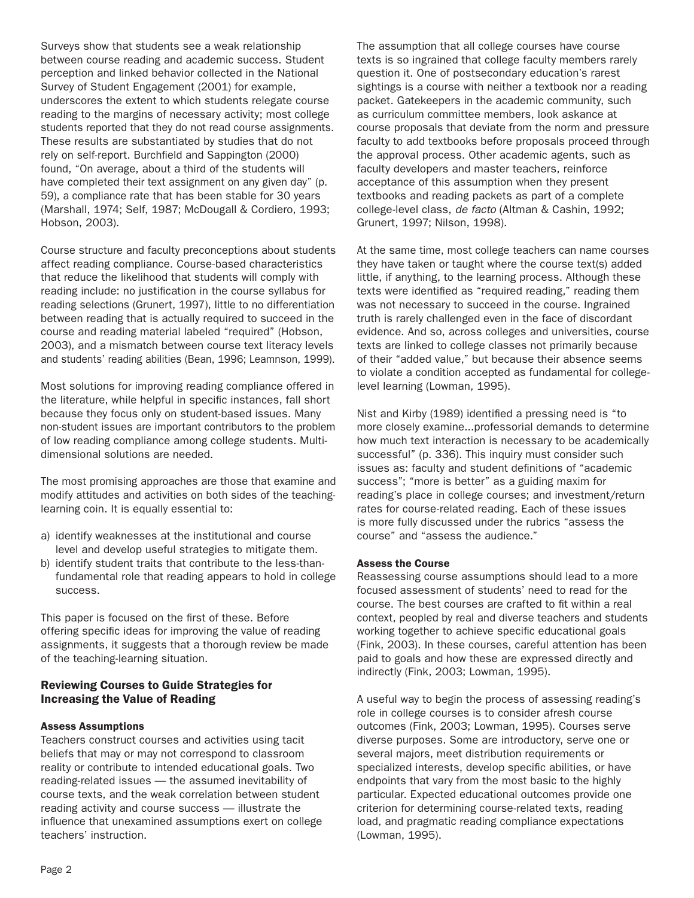Surveys show that students see a weak relationship between course reading and academic success. Student perception and linked behavior collected in the National Survey of Student Engagement (2001) for example, underscores the extent to which students relegate course reading to the margins of necessary activity; most college students reported that they do not read course assignments. These results are substantiated by studies that do not rely on self-report. Burchfield and Sappington (2000) found, "On average, about a third of the students will have completed their text assignment on any given day" (p. 59), a compliance rate that has been stable for 30 years (Marshall, 1974; Self, 1987; McDougall & Cordiero, 1993; Hobson, 2003).

Course structure and faculty preconceptions about students affect reading compliance. Course-based characteristics that reduce the likelihood that students will comply with reading include: no justification in the course syllabus for reading selections (Grunert, 1997), little to no differentiation between reading that is actually required to succeed in the course and reading material labeled "required" (Hobson, 2003), and a mismatch between course text literacy levels and students' reading abilities (Bean, 1996; Leamnson, 1999).

Most solutions for improving reading compliance offered in the literature, while helpful in specific instances, fall short because they focus only on student-based issues. Many non-student issues are important contributors to the problem of low reading compliance among college students. Multi-dimensional solutions are needed.

The most promising approaches are those that examine and modify attitudes and activities on both sides of the teaching-learning coin. It is equally essential to:

a) identify weaknesses at the institutional and course level and develop useful strategies to mitigate them.
b) identify student traits that contribute to the less-than-fundamental role that reading appears to hold in college success.

This paper is focused on the first of these. Before offering specific ideas for improving the value of reading assignments, it suggests that a thorough review be made of the teaching-learning situation.

## Reviewing Courses to Guide Strategies for Increasing the Value of Reading

### Assess Assumptions

Teachers construct courses and activities using tacit beliefs that may or may not correspond to classroom reality or contribute to intended educational goals. Two reading-related issues — the assumed inevitability of course texts, and the weak correlation between student reading activity and course success — illustrate the influence that unexamined assumptions exert on college teachers' instruction.

The assumption that all college courses have course texts is so ingrained that college faculty members rarely question it. One of postsecondary education's rarest sightings is a course with neither a textbook nor a reading packet. Gatekeepers in the academic community, such as curriculum committee members, look askance at course proposals that deviate from the norm and pressure faculty to add textbooks before proposals proceed through the approval process. Other academic agents, such as faculty developers and master teachers, reinforce acceptance of this assumption when they present textbooks and reading packets as part of a complete college-level class, *de facto* (Altman & Cashin, 1992; Grunert, 1997; Nilson, 1998).

At the same time, most college teachers can name courses they have taken or taught where the course text(s) added little, if anything, to the learning process. Although these texts were identified as "required reading," reading them was not necessary to succeed in the course. Ingrained truth is rarely challenged even in the face of discordant evidence. And so, across colleges and universities, course texts are linked to college classes not primarily because of their "added value," but because their absence seems to violate a condition accepted as fundamental for college-level learning (Lowman, 1995).

Nist and Kirby (1989) identified a pressing need is "to more closely examine...professorial demands to determine how much text interaction is necessary to be academically successful" (p. 336). This inquiry must consider such issues as: faculty and student definitions of "academic success"; "more is better" as a guiding maxim for reading's place in college courses; and investment/return rates for course-related reading. Each of these issues is more fully discussed under the rubrics "assess the course" and "assess the audience."

### Assess the Course

Reassessing course assumptions should lead to a more focused assessment of students' need to read for the course. The best courses are crafted to fit within a real context, peopled by real and diverse teachers and students working together to achieve specific educational goals (Fink, 2003). In these courses, careful attention has been paid to goals and how these are expressed directly and indirectly (Fink, 2003; Lowman, 1995).

A useful way to begin the process of assessing reading's role in college courses is to consider afresh course outcomes (Fink, 2003; Lowman, 1995). Courses serve diverse purposes. Some are introductory, serve one or several majors, meet distribution requirements or specialized interests, develop specific abilities, or have endpoints that vary from the most basic to the highly particular. Expected educational outcomes provide one criterion for determining course-related texts, reading load, and pragmatic reading compliance expectations (Lowman, 1995).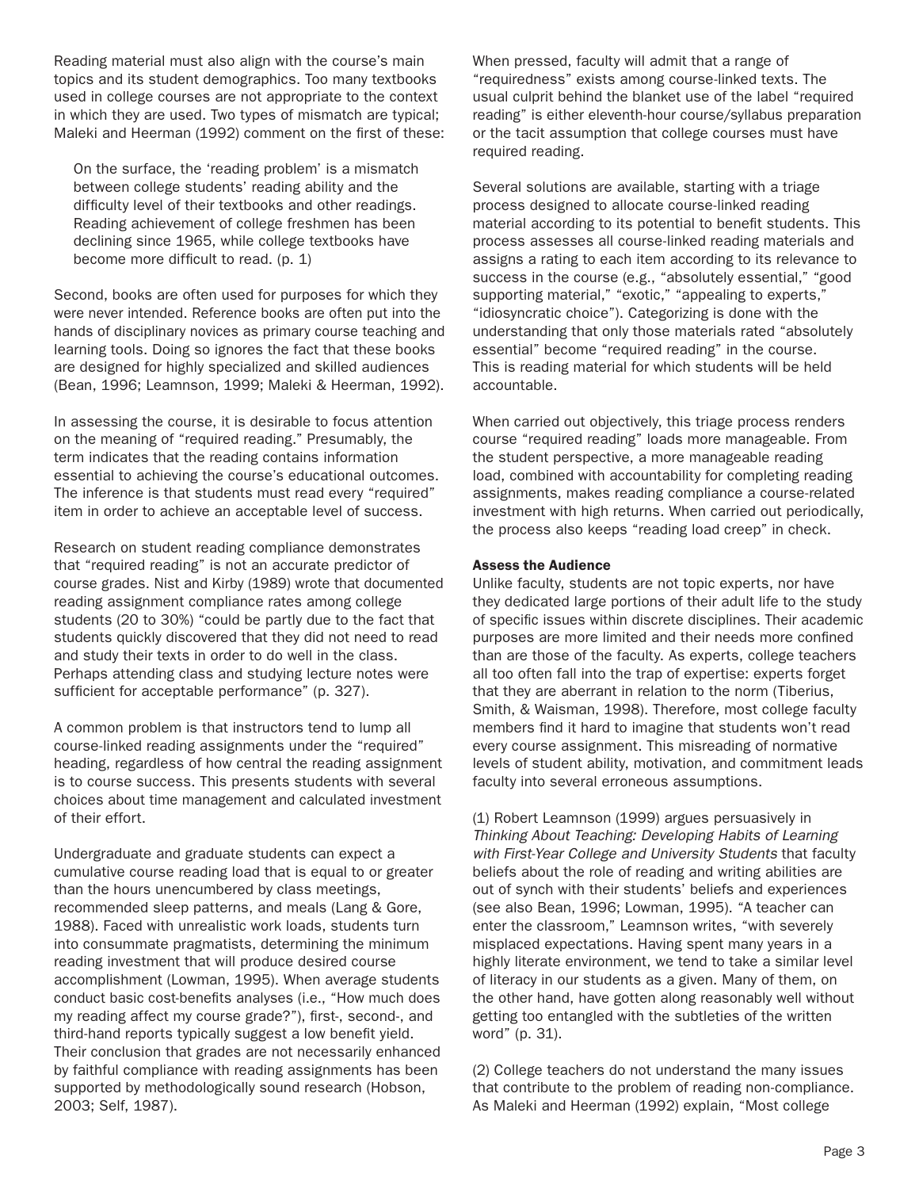Reading material must also align with the course's main topics and its student demographics. Too many textbooks used in college courses are not appropriate to the context in which they are used. Two types of mismatch are typical; Maleki and Heerman (1992) comment on the first of these:

> On the surface, the 'reading problem' is a mismatch between college students' reading ability and the difficulty level of their textbooks and other readings. Reading achievement of college freshmen has been declining since 1965, while college textbooks have become more difficult to read. (p. 1)

Second, books are often used for purposes for which they were never intended. Reference books are often put into the hands of disciplinary novices as primary course teaching and learning tools. Doing so ignores the fact that these books are designed for highly specialized and skilled audiences (Bean, 1996; Leamnson, 1999; Maleki & Heerman, 1992).

In assessing the course, it is desirable to focus attention on the meaning of "required reading." Presumably, the term indicates that the reading contains information essential to achieving the course's educational outcomes. The inference is that students must read every "required" item in order to achieve an acceptable level of success.

Research on student reading compliance demonstrates that "required reading" is not an accurate predictor of course grades. Nist and Kirby (1989) wrote that documented reading assignment compliance rates among college students (20 to 30%) "could be partly due to the fact that students quickly discovered that they did not need to read and study their texts in order to do well in the class. Perhaps attending class and studying lecture notes were sufficient for acceptable performance" (p. 327).

A common problem is that instructors tend to lump all course-linked reading assignments under the "required" heading, regardless of how central the reading assignment is to course success. This presents students with several choices about time management and calculated investment of their effort.

Undergraduate and graduate students can expect a cumulative course reading load that is equal to or greater than the hours unencumbered by class meetings, recommended sleep patterns, and meals (Lang & Gore, 1988). Faced with unrealistic work loads, students turn into consummate pragmatists, determining the minimum reading investment that will produce desired course accomplishment (Lowman, 1995). When average students conduct basic cost-benefits analyses (i.e., "How much does my reading affect my course grade?"), first-, second-, and third-hand reports typically suggest a low benefit yield. Their conclusion that grades are not necessarily enhanced by faithful compliance with reading assignments has been supported by methodologically sound research (Hobson, 2003; Self, 1987).

When pressed, faculty will admit that a range of "requiredness" exists among course-linked texts. The usual culprit behind the blanket use of the label "required reading" is either eleventh-hour course/syllabus preparation or the tacit assumption that college courses must have required reading.

Several solutions are available, starting with a triage process designed to allocate course-linked reading material according to its potential to benefit students. This process assesses all course-linked reading materials and assigns a rating to each item according to its relevance to success in the course (e.g., "absolutely essential," "good supporting material," "exotic," "appealing to experts," "idiosyncratic choice"). Categorizing is done with the understanding that only those materials rated "absolutely essential" become "required reading" in the course. This is reading material for which students will be held accountable.

When carried out objectively, this triage process renders course "required reading" loads more manageable. From the student perspective, a more manageable reading load, combined with accountability for completing reading assignments, makes reading compliance a course-related investment with high returns. When carried out periodically, the process also keeps "reading load creep" in check.

**Assess the Audience**

Unlike faculty, students are not topic experts, nor have they dedicated large portions of their adult life to the study of specific issues within discrete disciplines. Their academic purposes are more limited and their needs more confined than are those of the faculty. As experts, college teachers all too often fall into the trap of expertise: experts forget that they are aberrant in relation to the norm (Tiberius, Smith, & Waisman, 1998). Therefore, most college faculty members find it hard to imagine that students won't read every course assignment. This misreading of normative levels of student ability, motivation, and commitment leads faculty into several erroneous assumptions.

(1) Robert Leamnson (1999) argues persuasively in *Thinking About Teaching: Developing Habits of Learning with First-Year College and University Students* that faculty beliefs about the role of reading and writing abilities are out of synch with their students' beliefs and experiences (see also Bean, 1996; Lowman, 1995). "A teacher can enter the classroom," Leamnson writes, "with severely misplaced expectations. Having spent many years in a highly literate environment, we tend to take a similar level of literacy in our students as a given. Many of them, on the other hand, have gotten along reasonably well without getting too entangled with the subtleties of the written word" (p. 31).

(2) College teachers do not understand the many issues that contribute to the problem of reading non-compliance. As Maleki and Heerman (1992) explain, "Most college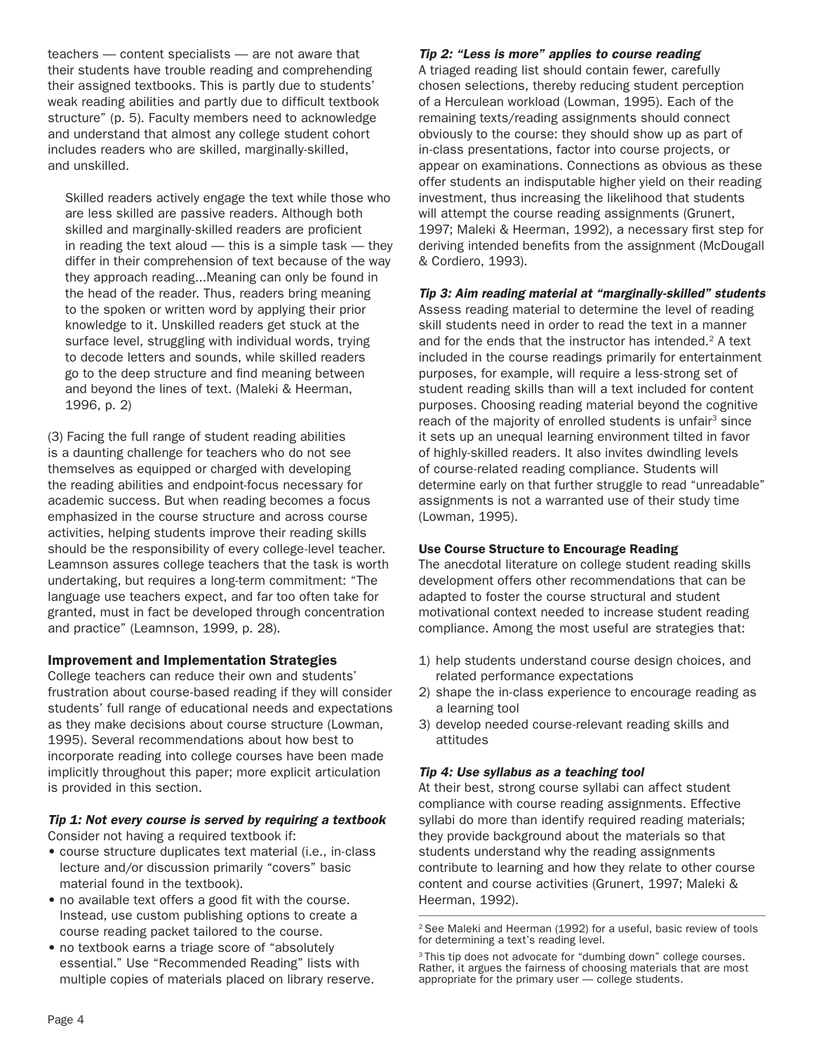teachers — content specialists — are not aware that their students have trouble reading and comprehending their assigned textbooks. This is partly due to students' weak reading abilities and partly due to difficult textbook structure" (p. 5). Faculty members need to acknowledge and understand that almost any college student cohort includes readers who are skilled, marginally-skilled, and unskilled.

> Skilled readers actively engage the text while those who are less skilled are passive readers. Although both skilled and marginally-skilled readers are proficient in reading the text aloud — this is a simple task — they differ in their comprehension of text because of the way they approach reading...Meaning can only be found in the head of the reader. Thus, readers bring meaning to the spoken or written word by applying their prior knowledge to it. Unskilled readers get stuck at the surface level, struggling with individual words, trying to decode letters and sounds, while skilled readers go to the deep structure and find meaning between and beyond the lines of text. (Maleki & Heerman, 1996, p. 2)

(3) Facing the full range of student reading abilities is a daunting challenge for teachers who do not see themselves as equipped or charged with developing the reading abilities and endpoint-focus necessary for academic success. But when reading becomes a focus emphasized in the course structure and across course activities, helping students improve their reading skills should be the responsibility of every college-level teacher. Leamnson assures college teachers that the task is worth undertaking, but requires a long-term commitment: "The language use teachers expect, and far too often take for granted, must in fact be developed through concentration and practice" (Leamnson, 1999, p. 28).

## Improvement and Implementation Strategies

College teachers can reduce their own and students' frustration about course-based reading if they will consider students' full range of educational needs and expectations as they make decisions about course structure (Lowman, 1995). Several recommendations about how best to incorporate reading into college courses have been made implicitly throughout this paper; more explicit articulation is provided in this section.

### *Tip 1: Not every course is served by requiring a textbook*

Consider not having a required textbook if:

- course structure duplicates text material (i.e., in-class lecture and/or discussion primarily "covers" basic material found in the textbook).
- no available text offers a good fit with the course. Instead, use custom publishing options to create a course reading packet tailored to the course.
- no textbook earns a triage score of "absolutely essential." Use "Recommended Reading" lists with multiple copies of materials placed on library reserve.

### *Tip 2: "Less is more" applies to course reading*

A triaged reading list should contain fewer, carefully chosen selections, thereby reducing student perception of a Herculean workload (Lowman, 1995). Each of the remaining texts/reading assignments should connect obviously to the course: they should show up as part of in-class presentations, factor into course projects, or appear on examinations. Connections as obvious as these offer students an indisputable higher yield on their reading investment, thus increasing the likelihood that students will attempt the course reading assignments (Grunert, 1997; Maleki & Heerman, 1992), a necessary first step for deriving intended benefits from the assignment (McDougall & Cordiero, 1993).

### *Tip 3: Aim reading material at "marginally-skilled" students*

Assess reading material to determine the level of reading skill students need in order to read the text in a manner and for the ends that the instructor has intended.[2] A text included in the course readings primarily for entertainment purposes, for example, will require a less-strong set of student reading skills than will a text included for content purposes. Choosing reading material beyond the cognitive reach of the majority of enrolled students is unfair[3] since it sets up an unequal learning environment tilted in favor of highly-skilled readers. It also invites dwindling levels of course-related reading compliance. Students will determine early on that further struggle to read "unreadable" assignments is not a warranted use of their study time (Lowman, 1995).

### Use Course Structure to Encourage Reading

The anecdotal literature on college student reading skills development offers other recommendations that can be adapted to foster the course structural and student motivational context needed to increase student reading compliance. Among the most useful are strategies that:

1) help students understand course design choices, and related performance expectations
2) shape the in-class experience to encourage reading as a learning tool
3) develop needed course-relevant reading skills and attitudes

### *Tip 4: Use syllabus as a teaching tool*

At their best, strong course syllabi can affect student compliance with course reading assignments. Effective syllabi do more than identify required reading materials; they provide background about the materials so that students understand why the reading assignments contribute to learning and how they relate to other course content and course activities (Grunert, 1997; Maleki & Heerman, 1992).

---

[2] See Maleki and Heerman (1992) for a useful, basic review of tools for determining a text's reading level.

[3] This tip does not advocate for "dumbing down" college courses. Rather, it argues the fairness of choosing materials that are most appropriate for the primary user — college students.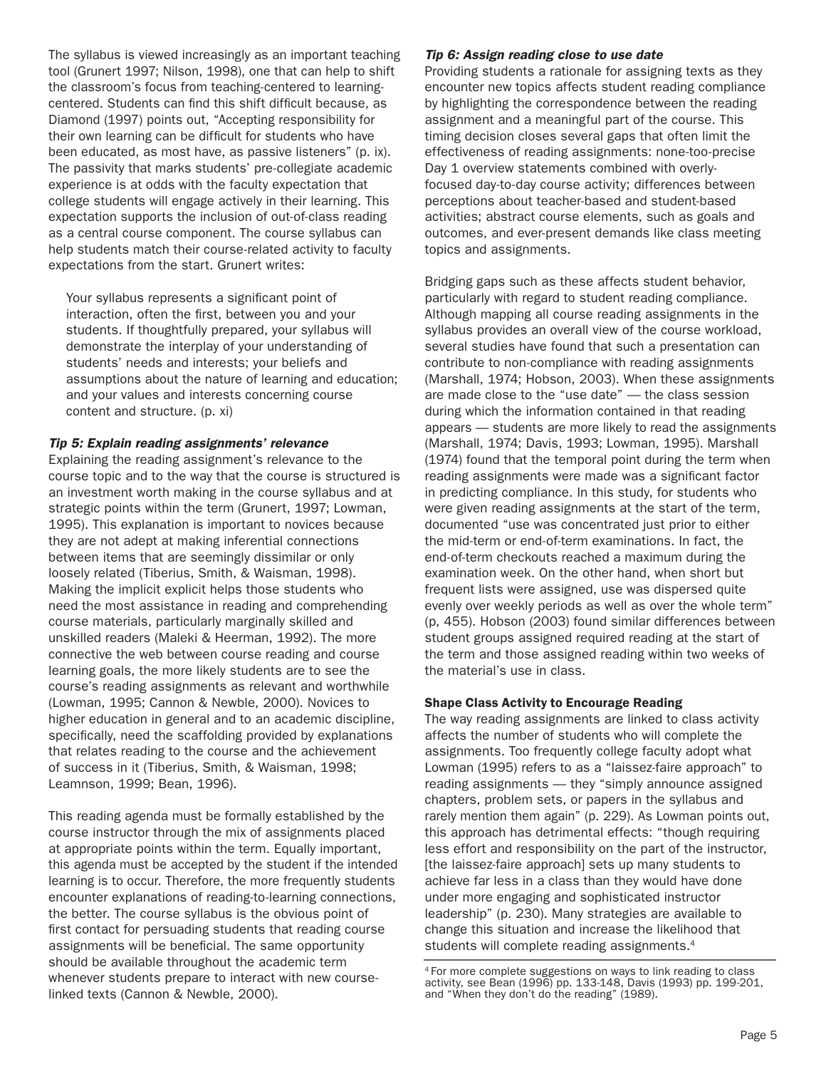The syllabus is viewed increasingly as an important teaching tool (Grunert 1997; Nilson, 1998), one that can help to shift the classroom's focus from teaching-centered to learning-centered. Students can find this shift difficult because, as Diamond (1997) points out, "Accepting responsibility for their own learning can be difficult for students who have been educated, as most have, as passive listeners" (p. ix). The passivity that marks students' pre-collegiate academic experience is at odds with the faculty expectation that college students will engage actively in their learning. This expectation supports the inclusion of out-of-class reading as a central course component. The course syllabus can help students match their course-related activity to faculty expectations from the start. Grunert writes:

> Your syllabus represents a significant point of interaction, often the first, between you and your students. If thoughtfully prepared, your syllabus will demonstrate the interplay of your understanding of students' needs and interests; your beliefs and assumptions about the nature of learning and education; and your values and interests concerning course content and structure. (p. xi)

***Tip 5: Explain reading assignments' relevance***

Explaining the reading assignment's relevance to the course topic and to the way that the course is structured is an investment worth making in the course syllabus and at strategic points within the term (Grunert, 1997; Lowman, 1995). This explanation is important to novices because they are not adept at making inferential connections between items that are seemingly dissimilar or only loosely related (Tiberius, Smith, & Waisman, 1998). Making the implicit explicit helps those students who need the most assistance in reading and comprehending course materials, particularly marginally skilled and unskilled readers (Maleki & Heerman, 1992). The more connective the web between course reading and course learning goals, the more likely students are to see the course's reading assignments as relevant and worthwhile (Lowman, 1995; Cannon & Newble, 2000). Novices to higher education in general and to an academic discipline, specifically, need the scaffolding provided by explanations that relates reading to the course and the achievement of success in it (Tiberius, Smith, & Waisman, 1998; Leamnson, 1999; Bean, 1996).

This reading agenda must be formally established by the course instructor through the mix of assignments placed at appropriate points within the term. Equally important, this agenda must be accepted by the student if the intended learning is to occur. Therefore, the more frequently students encounter explanations of reading-to-learning connections, the better. The course syllabus is the obvious point of first contact for persuading students that reading course assignments will be beneficial. The same opportunity should be available throughout the academic term whenever students prepare to interact with new course-linked texts (Cannon & Newble, 2000).

***Tip 6: Assign reading close to use date***

Providing students a rationale for assigning texts as they encounter new topics affects student reading compliance by highlighting the correspondence between the reading assignment and a meaningful part of the course. This timing decision closes several gaps that often limit the effectiveness of reading assignments: none-too-precise Day 1 overview statements combined with overly-focused day-to-day course activity; differences between perceptions about teacher-based and student-based activities; abstract course elements, such as goals and outcomes, and ever-present demands like class meeting topics and assignments.

Bridging gaps such as these affects student behavior, particularly with regard to student reading compliance. Although mapping all course reading assignments in the syllabus provides an overall view of the course workload, several studies have found that such a presentation can contribute to non-compliance with reading assignments (Marshall, 1974; Hobson, 2003). When these assignments are made close to the "use date" — the class session during which the information contained in that reading appears — students are more likely to read the assignments (Marshall, 1974; Davis, 1993; Lowman, 1995). Marshall (1974) found that the temporal point during the term when reading assignments were made was a significant factor in predicting compliance. In this study, for students who were given reading assignments at the start of the term, documented "use was concentrated just prior to either the mid-term or end-of-term examinations. In fact, the end-of-term checkouts reached a maximum during the examination week. On the other hand, when short but frequent lists were assigned, use was dispersed quite evenly over weekly periods as well as over the whole term" (p, 455). Hobson (2003) found similar differences between student groups assigned required reading at the start of the term and those assigned reading within two weeks of the material's use in class.

**Shape Class Activity to Encourage Reading**

The way reading assignments are linked to class activity affects the number of students who will complete the assignments. Too frequently college faculty adopt what Lowman (1995) refers to as a "laissez-faire approach" to reading assignments — they "simply announce assigned chapters, problem sets, or papers in the syllabus and rarely mention them again" (p. 229). As Lowman points out, this approach has detrimental effects: "though requiring less effort and responsibility on the part of the instructor, [the laissez-faire approach] sets up many students to achieve far less in a class than they would have done under more engaging and sophisticated instructor leadership" (p. 230). Many strategies are available to change this situation and increase the likelihood that students will complete reading assignments.[4]

[4] For more complete suggestions on ways to link reading to class activity, see Bean (1996) pp. 133-148, Davis (1993) pp. 199-201, and "When they don't do the reading" (1989).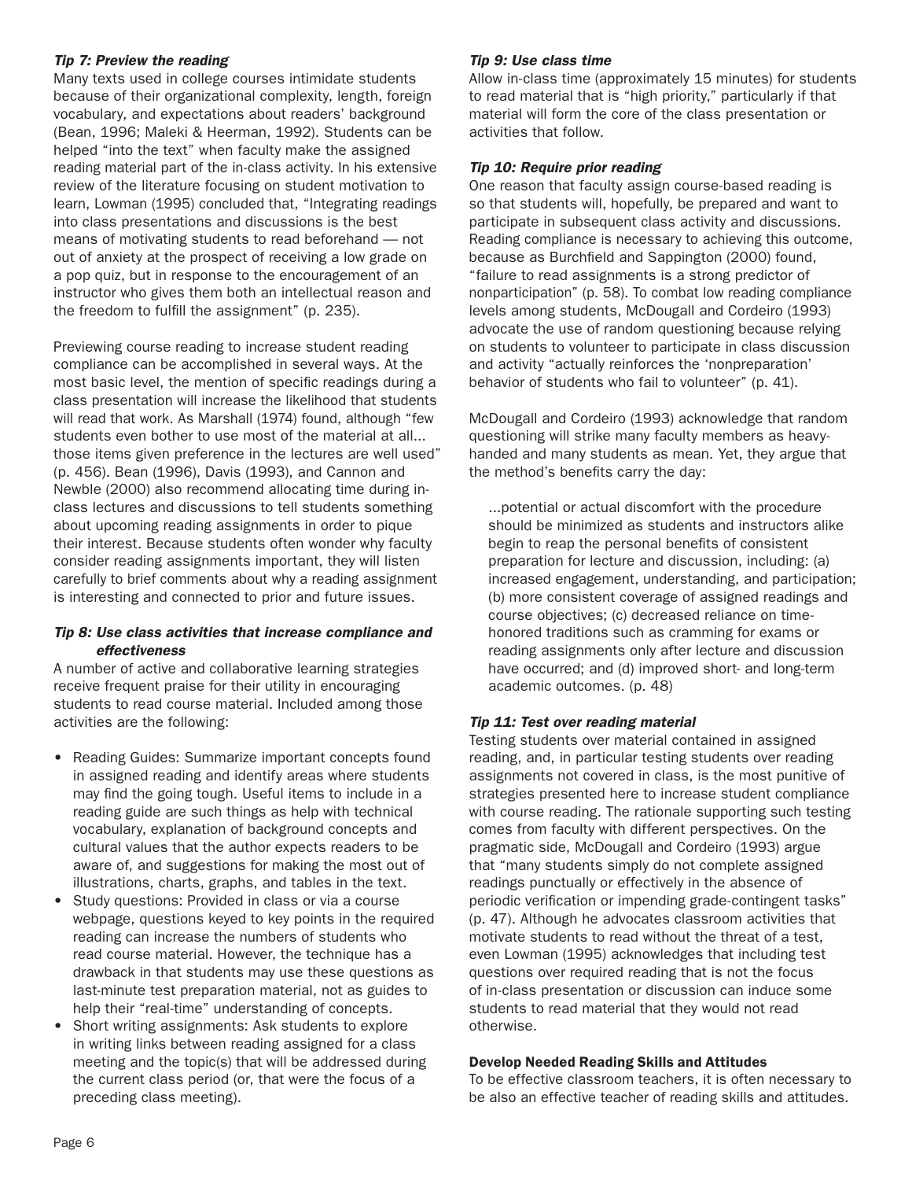### *Tip 7: Preview the reading*

Many texts used in college courses intimidate students because of their organizational complexity, length, foreign vocabulary, and expectations about readers' background (Bean, 1996; Maleki & Heerman, 1992). Students can be helped "into the text" when faculty make the assigned reading material part of the in-class activity. In his extensive review of the literature focusing on student motivation to learn, Lowman (1995) concluded that, "Integrating readings into class presentations and discussions is the best means of motivating students to read beforehand — not out of anxiety at the prospect of receiving a low grade on a pop quiz, but in response to the encouragement of an instructor who gives them both an intellectual reason and the freedom to fulfill the assignment" (p. 235).

Previewing course reading to increase student reading compliance can be accomplished in several ways. At the most basic level, the mention of specific readings during a class presentation will increase the likelihood that students will read that work. As Marshall (1974) found, although "few students even bother to use most of the material at all... those items given preference in the lectures are well used" (p. 456). Bean (1996), Davis (1993), and Cannon and Newble (2000) also recommend allocating time during in-class lectures and discussions to tell students something about upcoming reading assignments in order to pique their interest. Because students often wonder why faculty consider reading assignments important, they will listen carefully to brief comments about why a reading assignment is interesting and connected to prior and future issues.

### *Tip 8: Use class activities that increase compliance and effectiveness*

A number of active and collaborative learning strategies receive frequent praise for their utility in encouraging students to read course material. Included among those activities are the following:

- Reading Guides: Summarize important concepts found in assigned reading and identify areas where students may find the going tough. Useful items to include in a reading guide are such things as help with technical vocabulary, explanation of background concepts and cultural values that the author expects readers to be aware of, and suggestions for making the most out of illustrations, charts, graphs, and tables in the text.
- Study questions: Provided in class or via a course webpage, questions keyed to key points in the required reading can increase the numbers of students who read course material. However, the technique has a drawback in that students may use these questions as last-minute test preparation material, not as guides to help their "real-time" understanding of concepts.
- Short writing assignments: Ask students to explore in writing links between reading assigned for a class meeting and the topic(s) that will be addressed during the current class period (or, that were the focus of a preceding class meeting).

### *Tip 9: Use class time*

Allow in-class time (approximately 15 minutes) for students to read material that is "high priority," particularly if that material will form the core of the class presentation or activities that follow.

### *Tip 10: Require prior reading*

One reason that faculty assign course-based reading is so that students will, hopefully, be prepared and want to participate in subsequent class activity and discussions. Reading compliance is necessary to achieving this outcome, because as Burchfield and Sappington (2000) found, "failure to read assignments is a strong predictor of nonparticipation" (p. 58). To combat low reading compliance levels among students, McDougall and Cordeiro (1993) advocate the use of random questioning because relying on students to volunteer to participate in class discussion and activity "actually reinforces the 'nonpreparation' behavior of students who fail to volunteer" (p. 41).

McDougall and Cordeiro (1993) acknowledge that random questioning will strike many faculty members as heavy-handed and many students as mean. Yet, they argue that the method's benefits carry the day:

> ...potential or actual discomfort with the procedure should be minimized as students and instructors alike begin to reap the personal benefits of consistent preparation for lecture and discussion, including: (a) increased engagement, understanding, and participation; (b) more consistent coverage of assigned readings and course objectives; (c) decreased reliance on time-honored traditions such as cramming for exams or reading assignments only after lecture and discussion have occurred; and (d) improved short- and long-term academic outcomes. (p. 48)

### *Tip 11: Test over reading material*

Testing students over material contained in assigned reading, and, in particular testing students over reading assignments not covered in class, is the most punitive of strategies presented here to increase student compliance with course reading. The rationale supporting such testing comes from faculty with different perspectives. On the pragmatic side, McDougall and Cordeiro (1993) argue that "many students simply do not complete assigned readings punctually or effectively in the absence of periodic verification or impending grade-contingent tasks" (p. 47). Although he advocates classroom activities that motivate students to read without the threat of a test, even Lowman (1995) acknowledges that including test questions over required reading that is not the focus of in-class presentation or discussion can induce some students to read material that they would not read otherwise.

## Develop Needed Reading Skills and Attitudes

To be effective classroom teachers, it is often necessary to be also an effective teacher of reading skills and attitudes.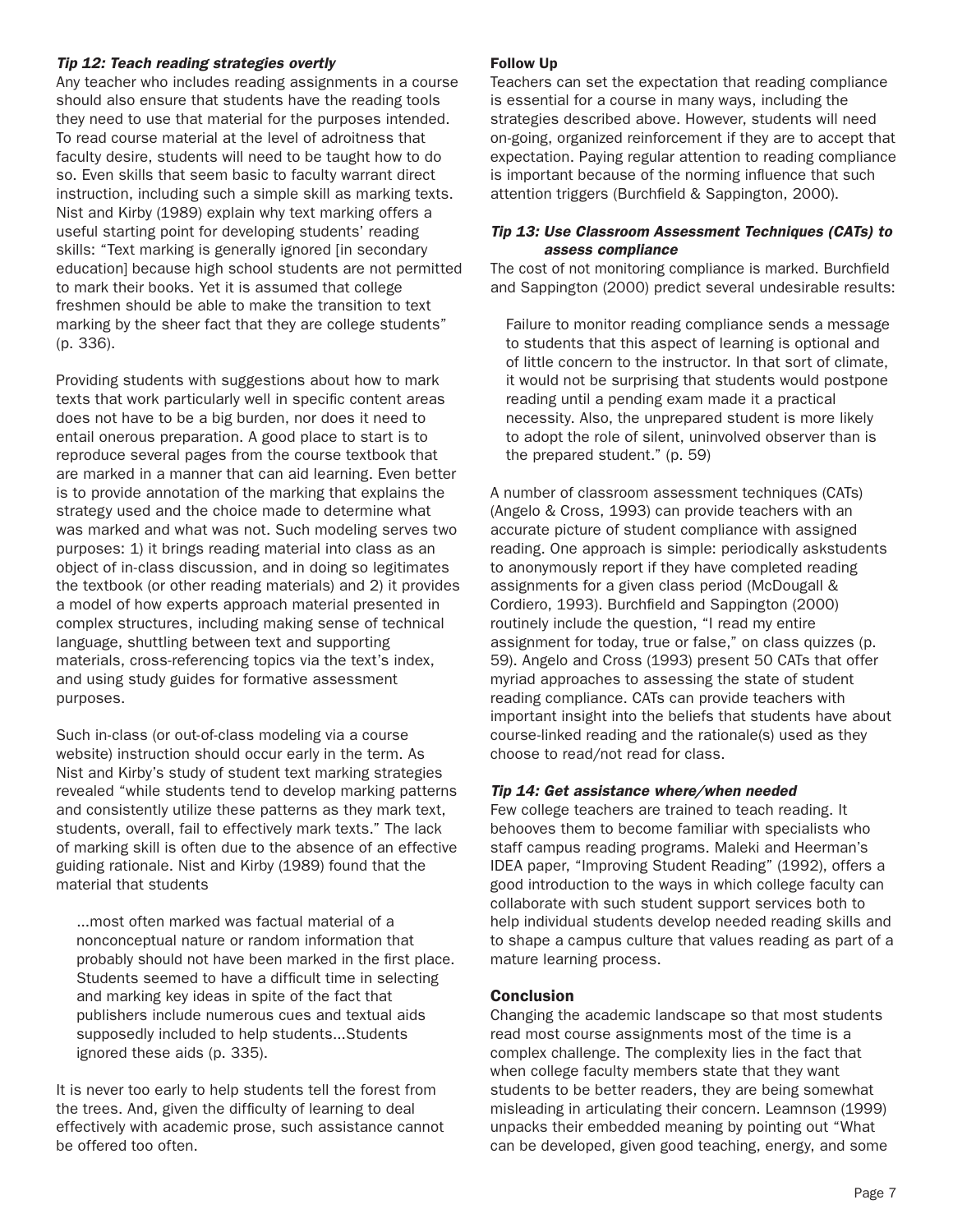### *Tip 12: Teach reading strategies overtly*

Any teacher who includes reading assignments in a course should also ensure that students have the reading tools they need to use that material for the purposes intended. To read course material at the level of adroitness that faculty desire, students will need to be taught how to do so. Even skills that seem basic to faculty warrant direct instruction, including such a simple skill as marking texts. Nist and Kirby (1989) explain why text marking offers a useful starting point for developing students' reading skills: "Text marking is generally ignored [in secondary education] because high school students are not permitted to mark their books. Yet it is assumed that college freshmen should be able to make the transition to text marking by the sheer fact that they are college students" (p. 336).

Providing students with suggestions about how to mark texts that work particularly well in specific content areas does not have to be a big burden, nor does it need to entail onerous preparation. A good place to start is to reproduce several pages from the course textbook that are marked in a manner that can aid learning. Even better is to provide annotation of the marking that explains the strategy used and the choice made to determine what was marked and what was not. Such modeling serves two purposes: 1) it brings reading material into class as an object of in-class discussion, and in doing so legitimates the textbook (or other reading materials) and 2) it provides a model of how experts approach material presented in complex structures, including making sense of technical language, shuttling between text and supporting materials, cross-referencing topics via the text's index, and using study guides for formative assessment purposes.

Such in-class (or out-of-class modeling via a course website) instruction should occur early in the term. As Nist and Kirby's study of student text marking strategies revealed "while students tend to develop marking patterns and consistently utilize these patterns as they mark text, students, overall, fail to effectively mark texts." The lack of marking skill is often due to the absence of an effective guiding rationale. Nist and Kirby (1989) found that the material that students

> ...most often marked was factual material of a nonconceptual nature or random information that probably should not have been marked in the first place. Students seemed to have a difficult time in selecting and marking key ideas in spite of the fact that publishers include numerous cues and textual aids supposedly included to help students...Students ignored these aids (p. 335).

It is never too early to help students tell the forest from the trees. And, given the difficulty of learning to deal effectively with academic prose, such assistance cannot be offered too often.

## Follow Up

Teachers can set the expectation that reading compliance is essential for a course in many ways, including the strategies described above. However, students will need on-going, organized reinforcement if they are to accept that expectation. Paying regular attention to reading compliance is important because of the norming influence that such attention triggers (Burchfield & Sappington, 2000).

### *Tip 13: Use Classroom Assessment Techniques (CATs) to assess compliance*

The cost of not monitoring compliance is marked. Burchfield and Sappington (2000) predict several undesirable results:

> Failure to monitor reading compliance sends a message to students that this aspect of learning is optional and of little concern to the instructor. In that sort of climate, it would not be surprising that students would postpone reading until a pending exam made it a practical necessity. Also, the unprepared student is more likely to adopt the role of silent, uninvolved observer than is the prepared student." (p. 59)

A number of classroom assessment techniques (CATs) (Angelo & Cross, 1993) can provide teachers with an accurate picture of student compliance with assigned reading. One approach is simple: periodically askstudents to anonymously report if they have completed reading assignments for a given class period (McDougall & Cordiero, 1993). Burchfield and Sappington (2000) routinely include the question, "I read my entire assignment for today, true or false," on class quizzes (p. 59). Angelo and Cross (1993) present 50 CATs that offer myriad approaches to assessing the state of student reading compliance. CATs can provide teachers with important insight into the beliefs that students have about course-linked reading and the rationale(s) used as they choose to read/not read for class.

### *Tip 14: Get assistance where/when needed*

Few college teachers are trained to teach reading. It behooves them to become familiar with specialists who staff campus reading programs. Maleki and Heerman's IDEA paper, "Improving Student Reading" (1992), offers a good introduction to the ways in which college faculty can collaborate with such student support services both to help individual students develop needed reading skills and to shape a campus culture that values reading as part of a mature learning process.

## Conclusion

Changing the academic landscape so that most students read most course assignments most of the time is a complex challenge. The complexity lies in the fact that when college faculty members state that they want students to be better readers, they are being somewhat misleading in articulating their concern. Leamnson (1999) unpacks their embedded meaning by pointing out "What can be developed, given good teaching, energy, and some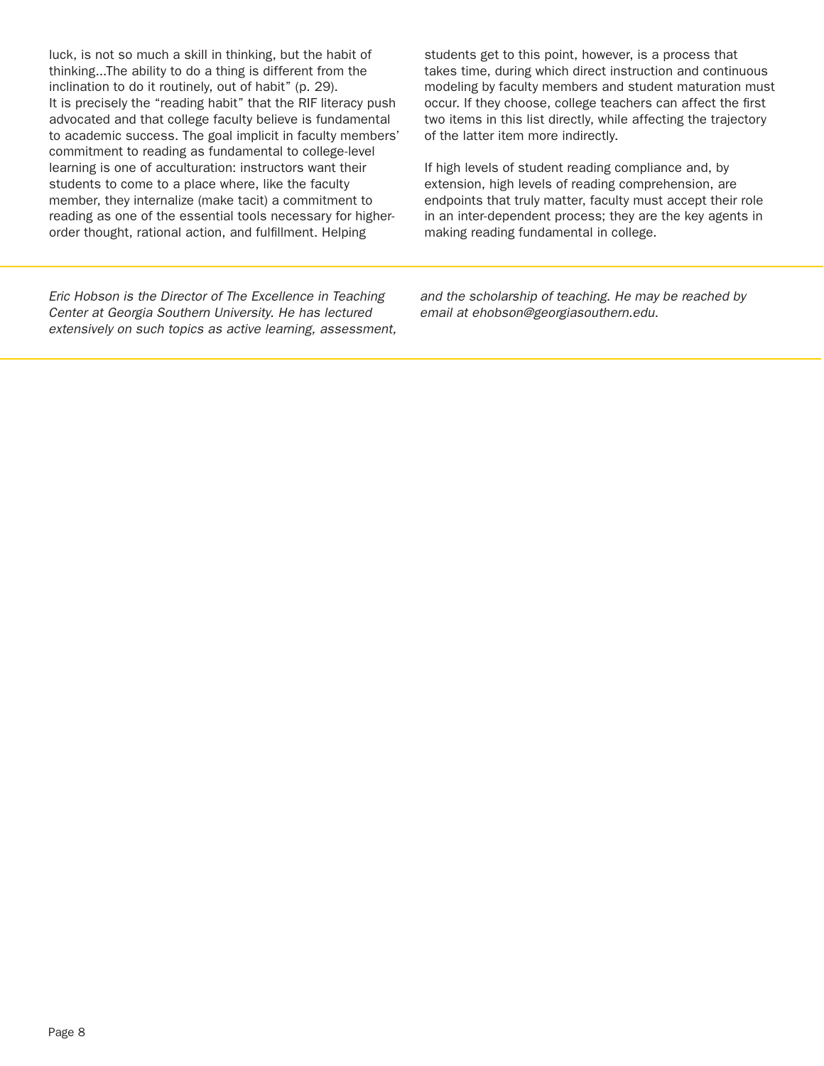luck, is not so much a skill in thinking, but the habit of thinking...The ability to do a thing is different from the inclination to do it routinely, out of habit" (p. 29).

It is precisely the "reading habit" that the RIF literacy push advocated and that college faculty believe is fundamental to academic success. The goal implicit in faculty members' commitment to reading as fundamental to college-level learning is one of acculturation: instructors want their students to come to a place where, like the faculty member, they internalize (make tacit) a commitment to reading as one of the essential tools necessary for higher-order thought, rational action, and fulfillment. Helping students get to this point, however, is a process that takes time, during which direct instruction and continuous modeling by faculty members and student maturation must occur. If they choose, college teachers can affect the first two items in this list directly, while affecting the trajectory of the latter item more indirectly.

If high levels of student reading compliance and, by extension, high levels of reading comprehension, are endpoints that truly matter, faculty must accept their role in an inter-dependent process; they are the key agents in making reading fundamental in college.

---

*Eric Hobson is the Director of The Excellence in Teaching Center at Georgia Southern University. He has lectured extensively on such topics as active learning, assessment, and the scholarship of teaching. He may be reached by email at ehobson@georgiasouthern.edu.*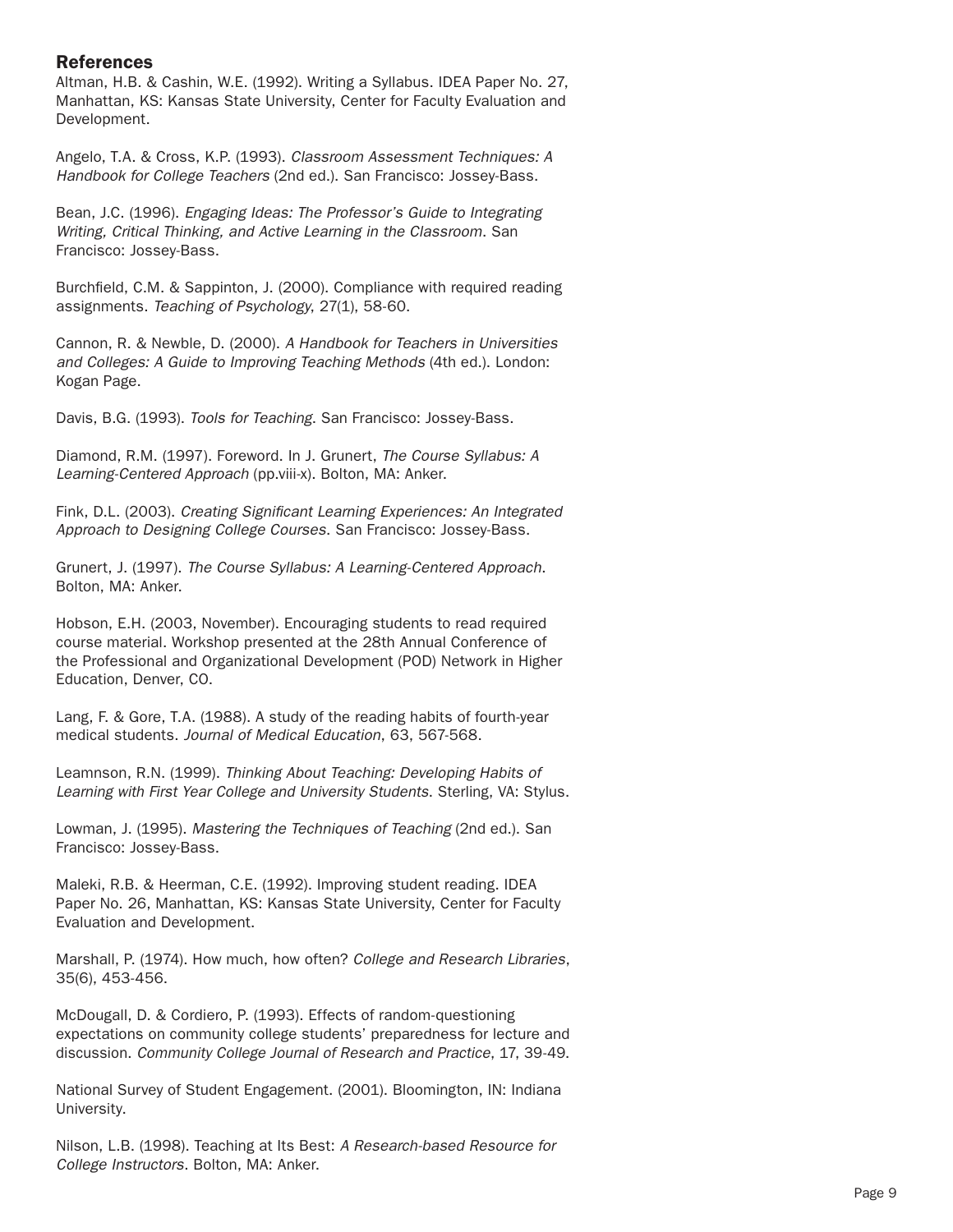## References

Altman, H.B. & Cashin, W.E. (1992). Writing a Syllabus. IDEA Paper No. 27, Manhattan, KS: Kansas State University, Center for Faculty Evaluation and Development.

Angelo, T.A. & Cross, K.P. (1993). *Classroom Assessment Techniques: A Handbook for College Teachers* (2nd ed.). San Francisco: Jossey-Bass.

Bean, J.C. (1996). *Engaging Ideas: The Professor's Guide to Integrating Writing, Critical Thinking, and Active Learning in the Classroom*. San Francisco: Jossey-Bass.

Burchfield, C.M. & Sappinton, J. (2000). Compliance with required reading assignments. *Teaching of Psychology*, 27(1), 58-60.

Cannon, R. & Newble, D. (2000). *A Handbook for Teachers in Universities and Colleges: A Guide to Improving Teaching Methods* (4th ed.). London: Kogan Page.

Davis, B.G. (1993). *Tools for Teaching*. San Francisco: Jossey-Bass.

Diamond, R.M. (1997). Foreword. In J. Grunert, *The Course Syllabus: A Learning-Centered Approach* (pp.viii-x). Bolton, MA: Anker.

Fink, D.L. (2003). *Creating Significant Learning Experiences: An Integrated Approach to Designing College Courses*. San Francisco: Jossey-Bass.

Grunert, J. (1997). *The Course Syllabus: A Learning-Centered Approach*. Bolton, MA: Anker.

Hobson, E.H. (2003, November). Encouraging students to read required course material. Workshop presented at the 28th Annual Conference of the Professional and Organizational Development (POD) Network in Higher Education, Denver, CO.

Lang, F. & Gore, T.A. (1988). A study of the reading habits of fourth-year medical students. *Journal of Medical Education*, 63, 567-568.

Leamnson, R.N. (1999). *Thinking About Teaching: Developing Habits of Learning with First Year College and University Students*. Sterling, VA: Stylus.

Lowman, J. (1995). *Mastering the Techniques of Teaching* (2nd ed.). San Francisco: Jossey-Bass.

Maleki, R.B. & Heerman, C.E. (1992). Improving student reading. IDEA Paper No. 26, Manhattan, KS: Kansas State University, Center for Faculty Evaluation and Development.

Marshall, P. (1974). How much, how often? *College and Research Libraries*, 35(6), 453-456.

McDougall, D. & Cordiero, P. (1993). Effects of random-questioning expectations on community college students' preparedness for lecture and discussion. *Community College Journal of Research and Practice*, 17, 39-49.

National Survey of Student Engagement. (2001). Bloomington, IN: Indiana University.

Nilson, L.B. (1998). Teaching at Its Best: *A Research-based Resource for College Instructors*. Bolton, MA: Anker.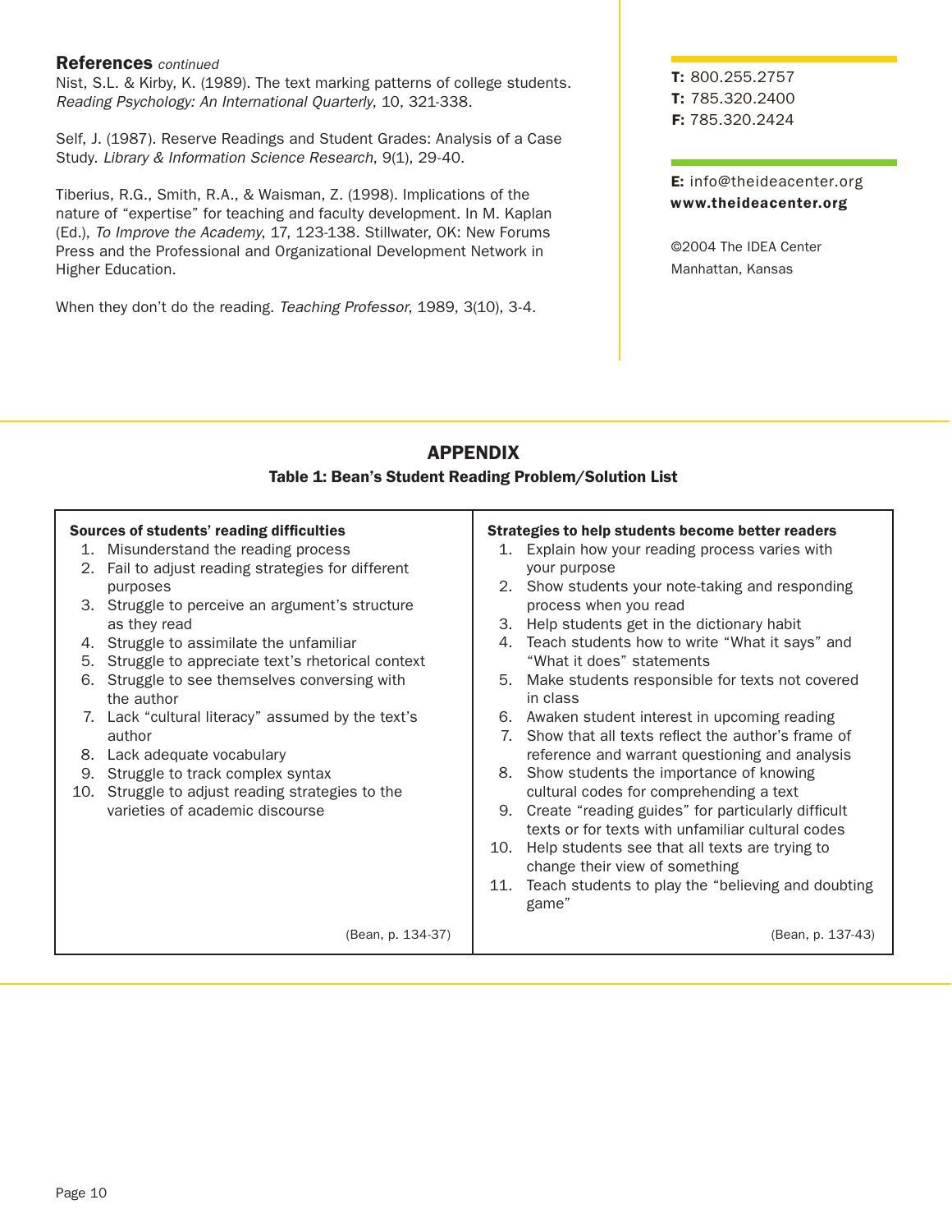**References** *continued*

Nist, S.L. & Kirby, K. (1989). The text marking patterns of college students. *Reading Psychology: An International Quarterly*, 10, 321-338.

Self, J. (1987). Reserve Readings and Student Grades: Analysis of a Case Study. *Library & Information Science Research*, 9(1), 29-40.

Tiberius, R.G., Smith, R.A., & Waisman, Z. (1998). Implications of the nature of "expertise" for teaching and faculty development. In M. Kaplan (Ed.), *To Improve the Academy*, 17, 123-138. Stillwater, OK: New Forums Press and the Professional and Organizational Development Network in Higher Education.

When they don't do the reading. *Teaching Professor*, 1989, 3(10), 3-4.

**T:** 800.255.2757
**T:** 785.320.2400
**F:** 785.320.2424

**E:** info@theideacenter.org
**www.theideacenter.org**

©2004 The IDEA Center
Manhattan, Kansas

## APPENDIX

### Table 1: Bean's Student Reading Problem/Solution List

| Sources of students' reading difficulties | Strategies to help students become better readers |
|---|---|
| 1. Misunderstand the reading process<br>2. Fail to adjust reading strategies for different purposes<br>3. Struggle to perceive an argument's structure as they read<br>4. Struggle to assimilate the unfamiliar<br>5. Struggle to appreciate text's rhetorical context<br>6. Struggle to see themselves conversing with the author<br>7. Lack "cultural literacy" assumed by the text's author<br>8. Lack adequate vocabulary<br>9. Struggle to track complex syntax<br>10. Struggle to adjust reading strategies to the varieties of academic discourse<br><br>(Bean, p. 134-37) | 1. Explain how your reading process varies with your purpose<br>2. Show students your note-taking and responding process when you read<br>3. Help students get in the dictionary habit<br>4. Teach students how to write "What it says" and "What it does" statements<br>5. Make students responsible for texts not covered in class<br>6. Awaken student interest in upcoming reading<br>7. Show that all texts reflect the author's frame of reference and warrant questioning and analysis<br>8. Show students the importance of knowing cultural codes for comprehending a text<br>9. Create "reading guides" for particularly difficult texts or for texts with unfamiliar cultural codes<br>10. Help students see that all texts are trying to change their view of something<br>11. Teach students to play the "believing and doubting game"<br><br>(Bean, p. 137-43) |